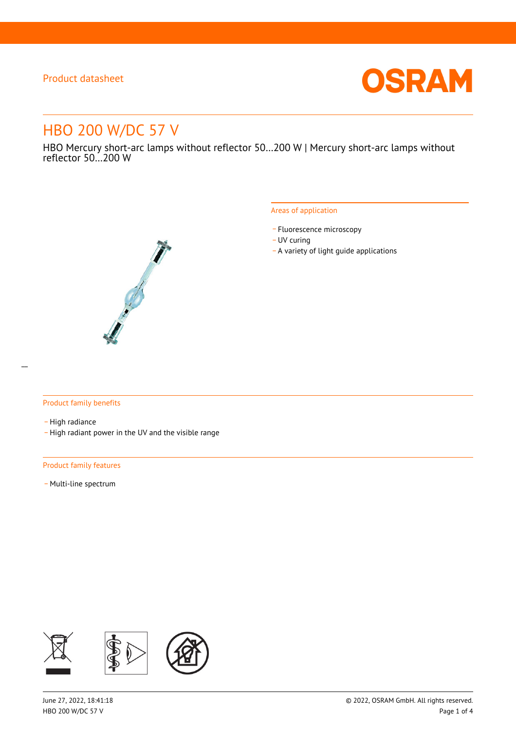Product datasheet

# HBO 200 W/DC 57 V

HBO Mercury short-arc lamps without reflector 50…200 W | Mercury short-arc lamps without reflector 50…200 W

## Areas of application

- Fluorescence microscopy
- UV curing
- A variety of light guide applications

## Product family benefits

- High radiance
- High radiant power in the UV and the visible range

## Product family features

- Multi-line spectrum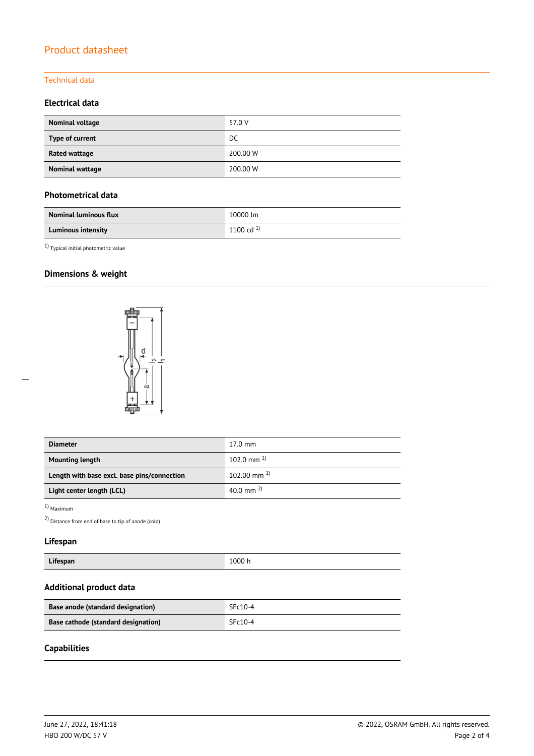# Product datasheet

## Technical data

### Electrical data

| Nominal voltage | 57.0 V |
|---|---|
| Type of current | DC |
| Rated wattage | 200.00 W |
| Nominal wattage | 200.00 W |

### Photometrical data

| Nominal luminous flux | 10000 lm |
|---|---|
| Luminous intensity | 1100 cd [1] |

[1] Typical initial photometric value

### Dimensions & weight

| Diameter | 17.0 mm |
|---|---|
| Mounting length | 102.0 mm [1] |
| Length with base excl. base pins/connection | 102.00 mm [1] |
| Light center length (LCL) | 40.0 mm [2] |

[1] Maximum

[2] Distance from end of base to tip of anode (cold)

### Lifespan

| Lifespan | 1000 h |
|---|---|

### Additional product data

| Base anode (standard designation) | SFc10-4 |
|---|---|
| Base cathode (standard designation) | SFc10-4 |

### Capabilities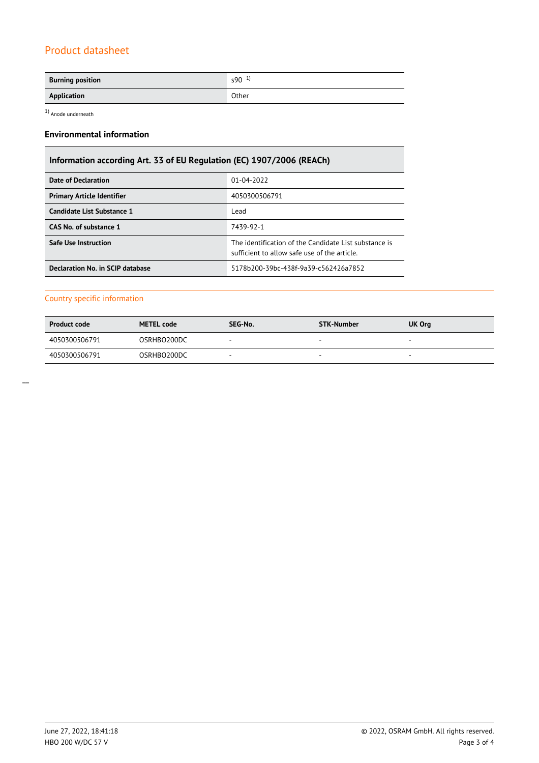## Product datasheet

| Burning position | s90 [1] |
|---|---|
| Application | Other |

[1] Anode underneath

### Environmental information

| Information according Art. 33 of EU Regulation (EC) 1907/2006 (REACh) | |
|---|---|
| Date of Declaration | 01-04-2022 |
| Primary Article Identifier | 4050300506791 |
| Candidate List Substance 1 | Lead |
| CAS No. of substance 1 | 7439-92-1 |
| Safe Use Instruction | The identification of the Candidate List substance is sufficient to allow safe use of the article. |
| Declaration No. in SCIP database | 5178b200-39bc-438f-9a39-c562426a7852 |

## Country specific information

| Product code | METEL code | SEG-No. | STK-Number | UK Org |
|---|---|---|---|---|
| 4050300506791 | OSRHBO200DC | - | - | - |
| 4050300506791 | OSRHBO200DC | - | - | - |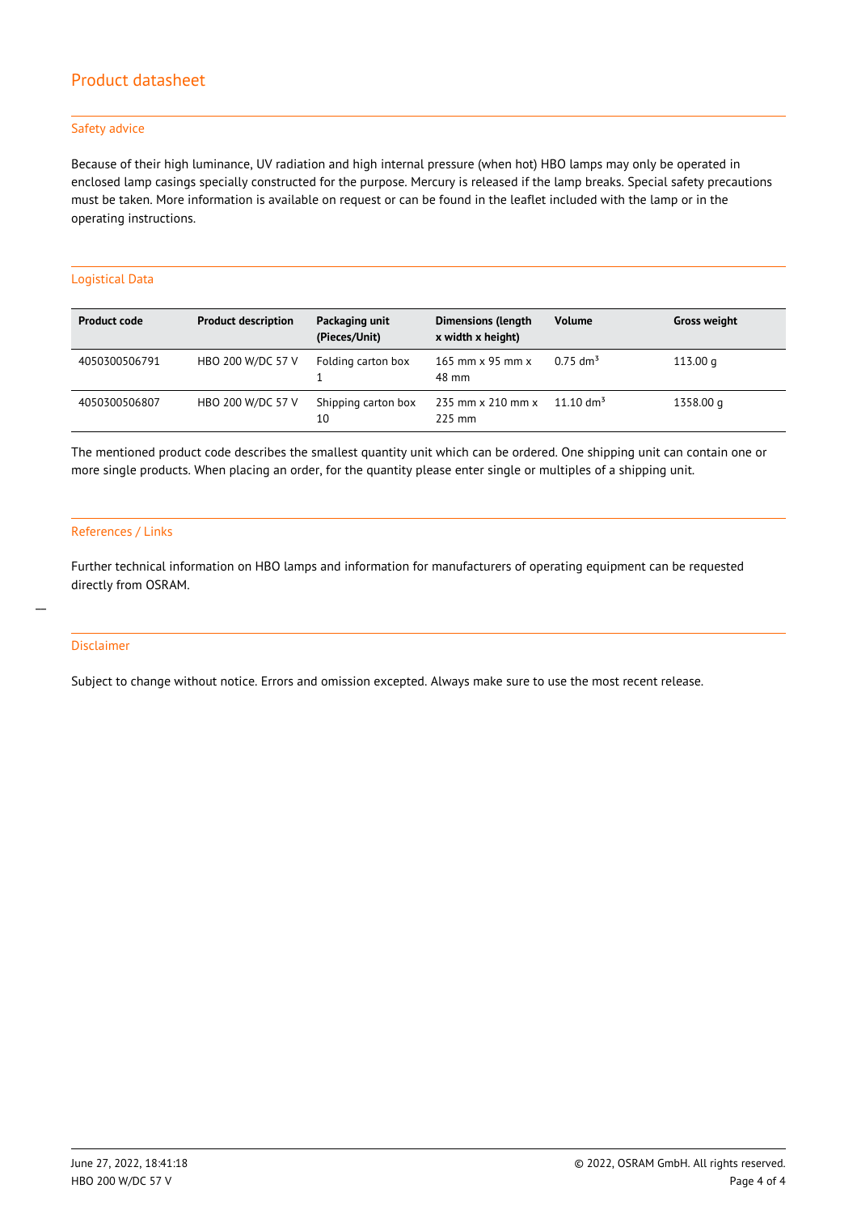## Safety advice

Because of their high luminance, UV radiation and high internal pressure (when hot) HBO lamps may only be operated in enclosed lamp casings specially constructed for the purpose. Mercury is released if the lamp breaks. Special safety precautions must be taken. More information is available on request or can be found in the leaflet included with the lamp or in the operating instructions.

## Logistical Data

| Product code | Product description | Packaging unit (Pieces/Unit) | Dimensions (length x width x height) | Volume | Gross weight |
|---|---|---|---|---|---|
| 4050300506791 | HBO 200 W/DC 57 V | Folding carton box 1 | 165 mm x 95 mm x 48 mm | 0.75 $dm^3$ | 113.00 g |
| 4050300506807 | HBO 200 W/DC 57 V | Shipping carton box 10 | 235 mm x 210 mm x 225 mm | 11.10 $dm^3$ | 1358.00 g |

The mentioned product code describes the smallest quantity unit which can be ordered. One shipping unit can contain one or more single products. When placing an order, for the quantity please enter single or multiples of a shipping unit.

## References / Links

Further technical information on HBO lamps and information for manufacturers of operating equipment can be requested directly from OSRAM.

## Disclaimer

Subject to change without notice. Errors and omission excepted. Always make sure to use the most recent release.